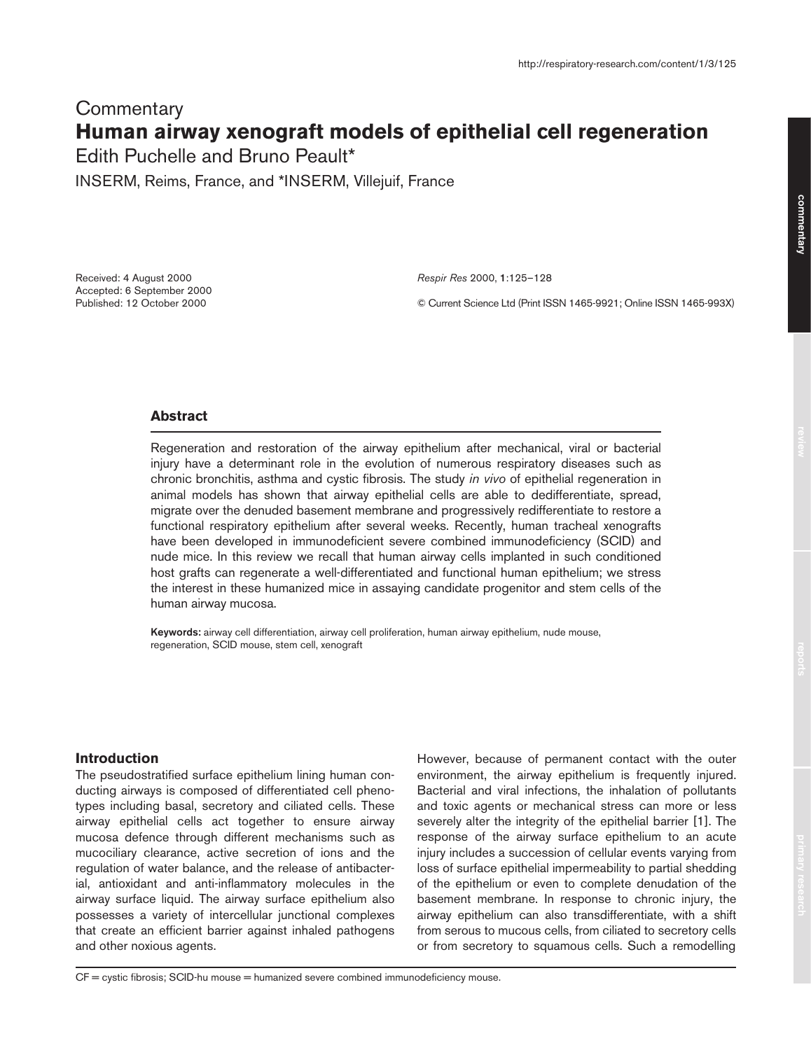# Commentary

# Human airway xenograft models of epithelial cell regeneration

Edith Puchelle and Bruno Peault*

INSERM, Reims, France, and *INSERM, Villejuif, France

Received: 4 August 2000
Accepted: 6 September 2000
Published: 12 October 2000

© Current Science Ltd (Print ISSN 1465-9921; Online ISSN 1465-993X)

## Abstract

Regeneration and restoration of the airway epithelium after mechanical, viral or bacterial injury have a determinant role in the evolution of numerous respiratory diseases such as chronic bronchitis, asthma and cystic fibrosis. The study *in vivo* of epithelial regeneration in animal models has shown that airway epithelial cells are able to dedifferentiate, spread, migrate over the denuded basement membrane and progressively redifferentiate to restore a functional respiratory epithelium after several weeks. Recently, human tracheal xenografts have been developed in immunodeficient severe combined immunodeficiency (SCID) and nude mice. In this review we recall that human airway cells implanted in such conditioned host grafts can regenerate a well-differentiated and functional human epithelium; we stress the interest in these humanized mice in assaying candidate progenitor and stem cells of the human airway mucosa.

**Keywords:** airway cell differentiation, airway cell proliferation, human airway epithelium, nude mouse, regeneration, SCID mouse, stem cell, xenograft

## Introduction

The pseudostratified surface epithelium lining human conducting airways is composed of differentiated cell phenotypes including basal, secretory and ciliated cells. These airway epithelial cells act together to ensure airway mucosa defence through different mechanisms such as mucociliary clearance, active secretion of ions and the regulation of water balance, and the release of antibacterial, antioxidant and anti-inflammatory molecules in the airway surface liquid. The airway surface epithelium also possesses a variety of intercellular junctional complexes that create an efficient barrier against inhaled pathogens and other noxious agents.

However, because of permanent contact with the outer environment, the airway epithelium is frequently injured. Bacterial and viral infections, the inhalation of pollutants and toxic agents or mechanical stress can more or less severely alter the integrity of the epithelial barrier [1]. The response of the airway surface epithelium to an acute injury includes a succession of cellular events varying from loss of surface epithelial impermeability to partial shedding of the epithelium or even to complete denudation of the basement membrane. In response to chronic injury, the airway epithelium can also transdifferentiate, with a shift from serous to mucous cells, from ciliated to secretory cells or from secretory to squamous cells. Such a remodelling

CF = cystic fibrosis; SCID-hu mouse = humanized severe combined immunodeficiency mouse.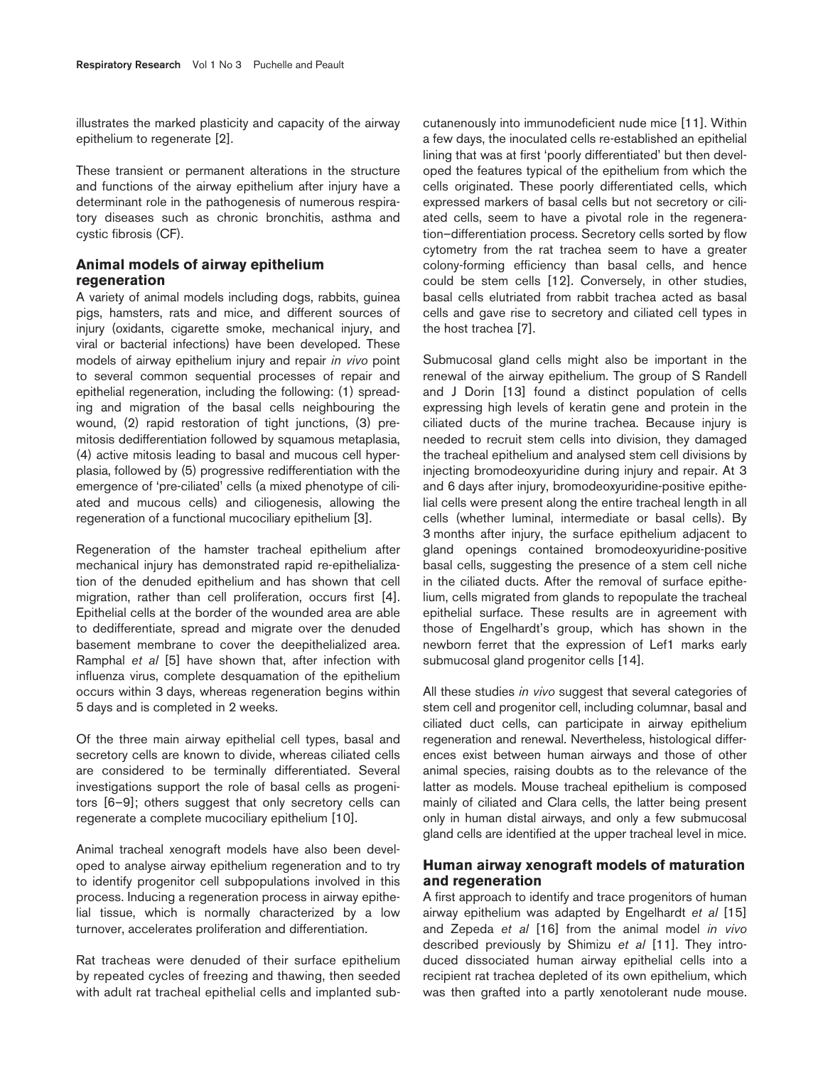illustrates the marked plasticity and capacity of the airway epithelium to regenerate [2].

These transient or permanent alterations in the structure and functions of the airway epithelium after injury have a determinant role in the pathogenesis of numerous respiratory diseases such as chronic bronchitis, asthma and cystic fibrosis (CF).

## Animal models of airway epithelium regeneration

A variety of animal models including dogs, rabbits, guinea pigs, hamsters, rats and mice, and different sources of injury (oxidants, cigarette smoke, mechanical injury, and viral or bacterial infections) have been developed. These models of airway epithelium injury and repair *in vivo* point to several common sequential processes of repair and epithelial regeneration, including the following: (1) spreading and migration of the basal cells neighbouring the wound, (2) rapid restoration of tight junctions, (3) premitosis dedifferentiation followed by squamous metaplasia, (4) active mitosis leading to basal and mucous cell hyperplasia, followed by (5) progressive redifferentiation with the emergence of 'pre-ciliated' cells (a mixed phenotype of ciliated and mucous cells) and ciliogenesis, allowing the regeneration of a functional mucociliary epithelium [3].

Regeneration of the hamster tracheal epithelium after mechanical injury has demonstrated rapid re-epithelialization of the denuded epithelium and has shown that cell migration, rather than cell proliferation, occurs first [4]. Epithelial cells at the border of the wounded area are able to dedifferentiate, spread and migrate over the denuded basement membrane to cover the deepithelialized area. Ramphal *et al* [5] have shown that, after infection with influenza virus, complete desquamation of the epithelium occurs within 3 days, whereas regeneration begins within 5 days and is completed in 2 weeks.

Of the three main airway epithelial cell types, basal and secretory cells are known to divide, whereas ciliated cells are considered to be terminally differentiated. Several investigations support the role of basal cells as progenitors [6–9]; others suggest that only secretory cells can regenerate a complete mucociliary epithelium [10].

Animal tracheal xenograft models have also been developed to analyse airway epithelium regeneration and to try to identify progenitor cell subpopulations involved in this process. Inducing a regeneration process in airway epithelial tissue, which is normally characterized by a low turnover, accelerates proliferation and differentiation.

Rat tracheas were denuded of their surface epithelium by repeated cycles of freezing and thawing, then seeded with adult rat tracheal epithelial cells and implanted subcutanenously into immunodeficient nude mice [11]. Within a few days, the inoculated cells re-established an epithelial lining that was at first 'poorly differentiated' but then developed the features typical of the epithelium from which the cells originated. These poorly differentiated cells, which expressed markers of basal cells but not secretory or ciliated cells, seem to have a pivotal role in the regeneration–differentiation process. Secretory cells sorted by flow cytometry from the rat trachea seem to have a greater colony-forming efficiency than basal cells, and hence could be stem cells [12]. Conversely, in other studies, basal cells elutriated from rabbit trachea acted as basal cells and gave rise to secretory and ciliated cell types in the host trachea [7].

Submucosal gland cells might also be important in the renewal of the airway epithelium. The group of S Randell and J Dorin [13] found a distinct population of cells expressing high levels of keratin gene and protein in the ciliated ducts of the murine trachea. Because injury is needed to recruit stem cells into division, they damaged the tracheal epithelium and analysed stem cell divisions by injecting bromodeoxyuridine during injury and repair. At 3 and 6 days after injury, bromodeoxyuridine-positive epithelial cells were present along the entire tracheal length in all cells (whether luminal, intermediate or basal cells). By 3 months after injury, the surface epithelium adjacent to gland openings contained bromodeoxyuridine-positive basal cells, suggesting the presence of a stem cell niche in the ciliated ducts. After the removal of surface epithelium, cells migrated from glands to repopulate the tracheal epithelial surface. These results are in agreement with those of Engelhardt's group, which has shown in the newborn ferret that the expression of Lef1 marks early submucosal gland progenitor cells [14].

All these studies *in vivo* suggest that several categories of stem cell and progenitor cell, including columnar, basal and ciliated duct cells, can participate in airway epithelium regeneration and renewal. Nevertheless, histological differences exist between human airways and those of other animal species, raising doubts as to the relevance of the latter as models. Mouse tracheal epithelium is composed mainly of ciliated and Clara cells, the latter being present only in human distal airways, and only a few submucosal gland cells are identified at the upper tracheal level in mice.

## Human airway xenograft models of maturation and regeneration

A first approach to identify and trace progenitors of human airway epithelium was adapted by Engelhardt *et al* [15] and Zepeda *et al* [16] from the animal model *in vivo* described previously by Shimizu *et al* [11]. They introduced dissociated human airway epithelial cells into a recipient rat trachea depleted of its own epithelium, which was then grafted into a partly xenotolerant nude mouse.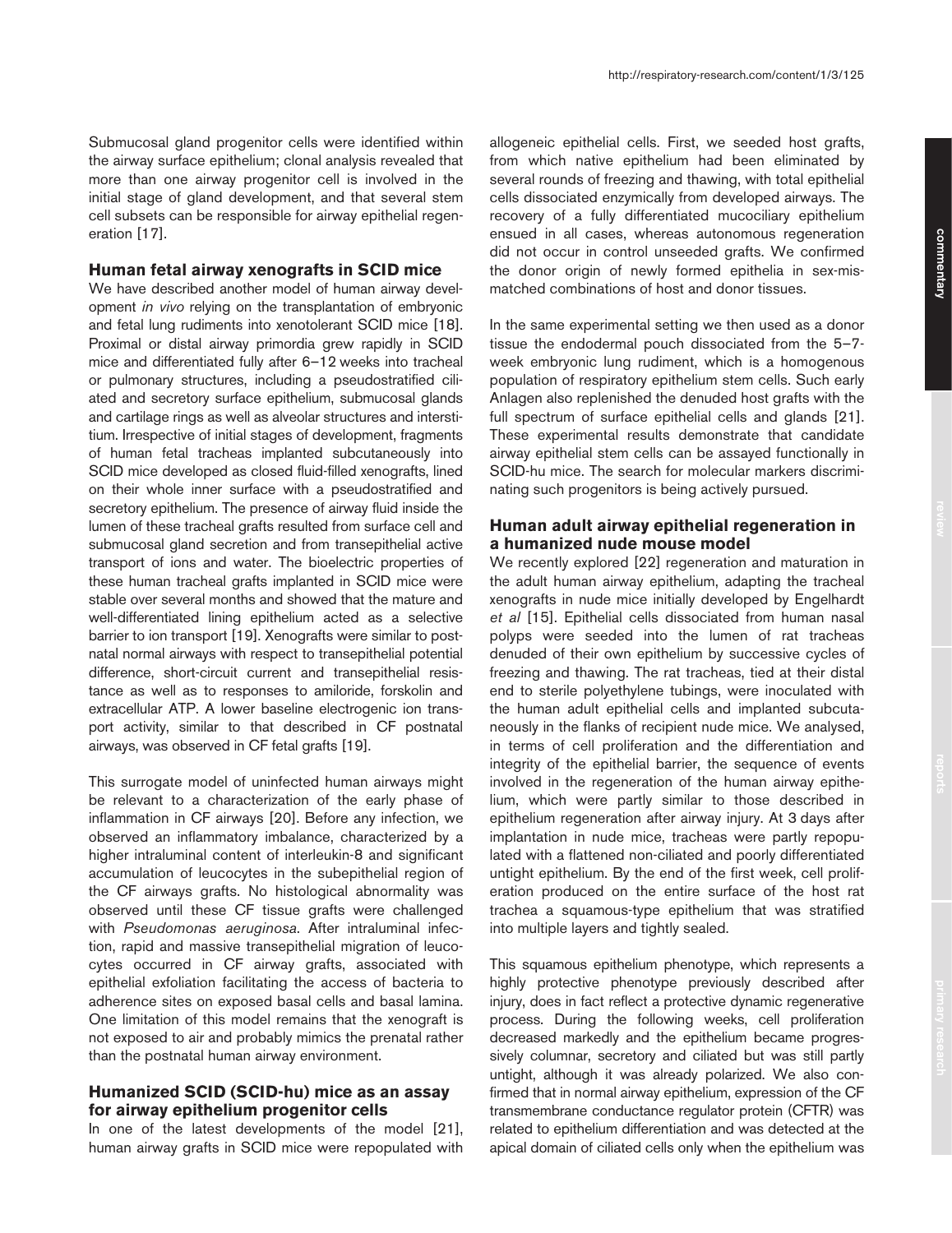Submucosal gland progenitor cells were identified within the airway surface epithelium; clonal analysis revealed that more than one airway progenitor cell is involved in the initial stage of gland development, and that several stem cell subsets can be responsible for airway epithelial regeneration [17].

### Human fetal airway xenografts in SCID mice

We have described another model of human airway development *in vivo* relying on the transplantation of embryonic and fetal lung rudiments into xenotolerant SCID mice [18]. Proximal or distal airway primordia grew rapidly in SCID mice and differentiated fully after 6–12 weeks into tracheal or pulmonary structures, including a pseudostratified ciliated and secretory surface epithelium, submucosal glands and cartilage rings as well as alveolar structures and interstitium. Irrespective of initial stages of development, fragments of human fetal tracheas implanted subcutaneously into SCID mice developed as closed fluid-filled xenografts, lined on their whole inner surface with a pseudostratified and secretory epithelium. The presence of airway fluid inside the lumen of these tracheal grafts resulted from surface cell and submucosal gland secretion and from transepithelial active transport of ions and water. The bioelectric properties of these human tracheal grafts implanted in SCID mice were stable over several months and showed that the mature and well-differentiated lining epithelium acted as a selective barrier to ion transport [19]. Xenografts were similar to postnatal normal airways with respect to transepithelial potential difference, short-circuit current and transepithelial resistance as well as to responses to amiloride, forskolin and extracellular ATP. A lower baseline electrogenic ion transport activity, similar to that described in CF postnatal airways, was observed in CF fetal grafts [19].

This surrogate model of uninfected human airways might be relevant to a characterization of the early phase of inflammation in CF airways [20]. Before any infection, we observed an inflammatory imbalance, characterized by a higher intraluminal content of interleukin-8 and significant accumulation of leucocytes in the subepithelial region of the CF airways grafts. No histological abnormality was observed until these CF tissue grafts were challenged with *Pseudomonas aeruginosa*. After intraluminal infection, rapid and massive transepithelial migration of leucocytes occurred in CF airway grafts, associated with epithelial exfoliation facilitating the access of bacteria to adherence sites on exposed basal cells and basal lamina. One limitation of this model remains that the xenograft is not exposed to air and probably mimics the prenatal rather than the postnatal human airway environment.

### Humanized SCID (SCID-hu) mice as an assay for airway epithelium progenitor cells

In one of the latest developments of the model [21], human airway grafts in SCID mice were repopulated with allogeneic epithelial cells. First, we seeded host grafts, from which native epithelium had been eliminated by several rounds of freezing and thawing, with total epithelial cells dissociated enzymically from developed airways. The recovery of a fully differentiated mucociliary epithelium ensued in all cases, whereas autonomous regeneration did not occur in control unseeded grafts. We confirmed the donor origin of newly formed epithelia in sex-mismatched combinations of host and donor tissues.

In the same experimental setting we then used as a donor tissue the endodermal pouch dissociated from the 5–7-week embryonic lung rudiment, which is a homogenous population of respiratory epithelium stem cells. Such early Anlagen also replenished the denuded host grafts with the full spectrum of surface epithelial cells and glands [21]. These experimental results demonstrate that candidate airway epithelial stem cells can be assayed functionally in SCID-hu mice. The search for molecular markers discriminating such progenitors is being actively pursued.

### Human adult airway epithelial regeneration in a humanized nude mouse model

We recently explored [22] regeneration and maturation in the adult human airway epithelium, adapting the tracheal xenografts in nude mice initially developed by Engelhardt *et al* [15]. Epithelial cells dissociated from human nasal polyps were seeded into the lumen of rat tracheas denuded of their own epithelium by successive cycles of freezing and thawing. The rat tracheas, tied at their distal end to sterile polyethylene tubings, were inoculated with the human adult epithelial cells and implanted subcutaneously in the flanks of recipient nude mice. We analysed, in terms of cell proliferation and the differentiation and integrity of the epithelial barrier, the sequence of events involved in the regeneration of the human airway epithelium, which were partly similar to those described in epithelium regeneration after airway injury. At 3 days after implantation in nude mice, tracheas were partly repopulated with a flattened non-ciliated and poorly differentiated untight epithelium. By the end of the first week, cell proliferation produced on the entire surface of the host rat trachea a squamous-type epithelium that was stratified into multiple layers and tightly sealed.

This squamous epithelium phenotype, which represents a highly protective phenotype previously described after injury, does in fact reflect a protective dynamic regenerative process. During the following weeks, cell proliferation decreased markedly and the epithelium became progressively columnar, secretory and ciliated but was still partly untight, although it was already polarized. We also confirmed that in normal airway epithelium, expression of the CF transmembrane conductance regulator protein (CFTR) was related to epithelium differentiation and was detected at the apical domain of ciliated cells only when the epithelium was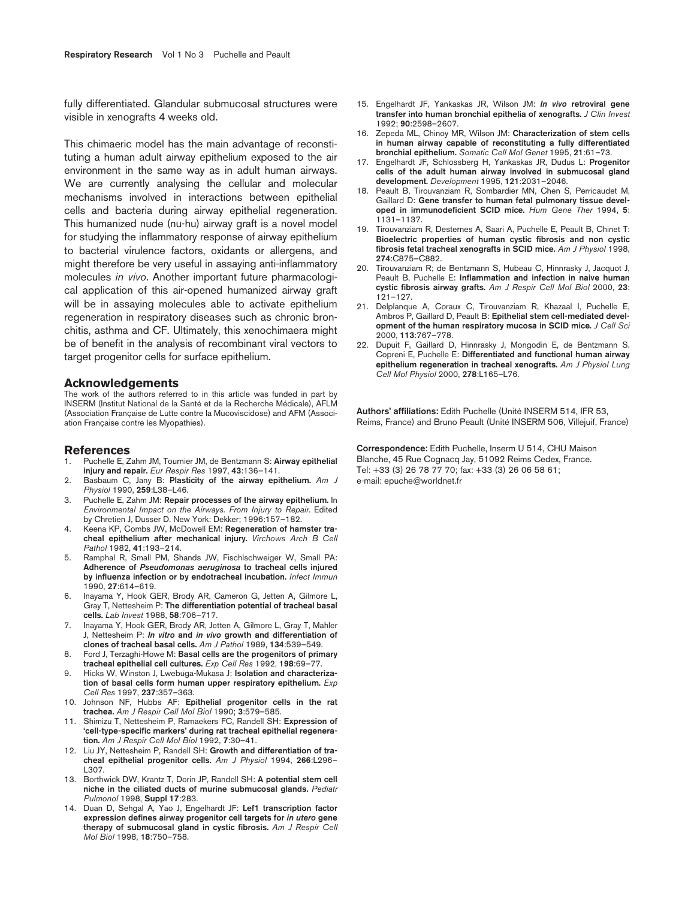fully differentiated. Glandular submucosal structures were visible in xenografts 4 weeks old.

This chimaeric model has the main advantage of reconstituting a human adult airway epithelium exposed to the air environment in the same way as in adult human airways. We are currently analysing the cellular and molecular mechanisms involved in interactions between epithelial cells and bacteria during airway epithelial regeneration. This humanized nude (nu-hu) airway graft is a novel model for studying the inflammatory response of airway epithelium to bacterial virulence factors, oxidants or allergens, and might therefore be very useful in assaying anti-inflammatory molecules *in vivo*. Another important future pharmacological application of this air-opened humanized airway graft will be in assaying molecules able to activate epithelium regeneration in respiratory diseases such as chronic bronchitis, asthma and CF. Ultimately, this xenochimaera might be of benefit in the analysis of recombinant viral vectors to target progenitor cells for surface epithelium.

## Acknowledgements

The work of the authors referred to in this article was funded in part by INSERM (Institut National de la Santé et de la Recherche Médicale), AFLM (Association Française de Lutte contre la Mucoviscidose) and AFM (Association Française contre les Myopathies).

## References

1. Puchelle E, Zahm JM, Tournier JM, de Bentzmann S: **Airway epithelial injury and repair.** *Eur Respir Res* 1997, **43**:136–141.
2. Basbaum C, Jany B: **Plasticity of the airway epithelium.** *Am J Physiol* 1990, **259**:L38–L46.
3. Puchelle E, Zahm JM: **Repair processes of the airway epithelium.** In *Environmental Impact on the Airways. From Injury to Repair.* Edited by Chretien J, Dusser D. New York: Dekker; 1996:157–182.
4. Keena KP, Combs JW, McDowell EM: **Regeneration of hamster tracheal epithelium after mechanical injury.** *Virchows Arch B Cell Pathol* 1982, **41**:193–214.
5. Ramphal R, Small PM, Shands JW, Fischlschweiger W, Small PA: **Adherence of *Pseudomonas aeruginosa* to tracheal cells injured by influenza infection or by endotracheal incubation.** *Infect Immun* 1990, **27**:614–619.
6. Inayama Y, Hook GER, Brody AR, Cameron G, Jetten A, Gilmore L, Gray T, Nettesheim P: **The differentiation potential of tracheal basal cells.** *Lab Invest* 1988, **58**:706–717.
7. Inayama Y, Hook GER, Brody AR, Jetten A, Gilmore L, Gray T, Mahler J, Nettesheim P: ***In vitro* and *in vivo* growth and differentiation of clones of tracheal basal cells.** *Am J Pathol* 1989, **134**:539–549.
8. Ford J, Terzaghi-Howe M: **Basal cells are the progenitors of primary tracheal epithelial cell cultures.** *Exp Cell Res* 1992, **198**:69–77.
9. Hicks W, Winston J, Lwebuga-Mukasa J: **Isolation and characterization of basal cells form human upper respiratory epithelium.** *Exp Cell Res* 1997, **237**:357–363.
10. Johnson NF, Hubbs AF: **Epithelial progenitor cells in the rat trachea.** *Am J Respir Cell Mol Biol* 1990; **3**:579–585.
11. Shimizu T, Nettesheim P, Ramaekers FC, Randell SH: **Expression of 'cell-type-specific markers' during rat tracheal epithelial regeneration.** *Am J Respir Cell Mol Biol* 1992, **7**:30–41.
12. Liu JY, Nettesheim P, Randell SH: **Growth and differentiation of tracheal epithelial progenitor cells.** *Am J Physiol* 1994, **266**:L296–L307.
13. Borthwick DW, Krantz T, Dorin JP, Randell SH: **A potential stem cell niche in the ciliated ducts of murine submucosal glands.** *Pediatr Pulmonol* 1998, **Suppl 17**:283.
14. Duan D, Sehgal A, Yao J, Engelhardt JF: **Lef1 transcription factor expression defines airway progenitor cell targets for *in utero* gene therapy of submucosal gland in cystic fibrosis.** *Am J Respir Cell Mol Biol* 1998, **18**:750–758.
15. Engelhardt JF, Yankaskas JR, Wilson JM: ***In vivo* retroviral gene transfer into human bronchial epithelia of xenografts.** *J Clin Invest* 1992; **90**:2598–2607.
16. Zepeda ML, Chinoy MR, Wilson JM: **Characterization of stem cells in human airway capable of reconstituting a fully differentiated bronchial epithelium.** *Somatic Cell Mol Genet* 1995, **21**:61–73.
17. Engelhardt JF, Schlossberg H, Yankaskas JR, Dudus L: **Progenitor cells of the adult human airway involved in submucosal gland development.** *Development* 1995, **121**:2031–2046.
18. Peault B, Tirouvanziam R, Sombardier MN, Chen S, Perricaudet M, Gaillard D: **Gene transfer to human fetal pulmonary tissue developed in immunodeficient SCID mice.** *Hum Gene Ther* 1994, **5**: 1131–1137.
19. Tirouvanziam R, Desternes A, Saari A, Puchelle E, Peault B, Chinet T: **Bioelectric properties of human cystic fibrosis and non cystic fibrosis fetal tracheal xenografts in SCID mice.** *Am J Physiol* 1998, **274**:C875–C882.
20. Tirouvanziam R; de Bentzmann S, Hubeau C, Hinnrasky J, Jacquot J, Peault B, Puchelle E: **Inflammation and infection in naive human cystic fibrosis airway grafts.** *Am J Respir Cell Mol Biol* 2000, **23**: 121–127.
21. Delplanque A, Coraux C, Tirouvanziam R, Khazaal I, Puchelle E, Ambros P, Gaillard D, Peault B: **Epithelial stem cell-mediated development of the human respiratory mucosa in SCID mice.** *J Cell Sci* 2000, **113**:767–778.
22. Dupuit F, Gaillard D, Hinnrasky J, Mongodin E, de Bentzmann S, Copreni E, Puchelle E: **Differentiated and functional human airway epithelium regeneration in tracheal xenografts.** *Am J Physiol Lung Cell Mol Physiol* 2000, **278**:L165–L76.

**Authors' affiliations:** Edith Puchelle (Unité INSERM 514, IFR 53, Reims, France) and Bruno Peault (Unité INSERM 506, Villejuif, France)

**Correspondence:** Edith Puchelle, Inserm U 514, CHU Maison Blanche, 45 Rue Cognacq Jay, 51092 Reims Cedex, France. Tel: +33 (3) 26 78 77 70; fax: +33 (3) 26 06 58 61; e-mail: epuche@worldnet.fr